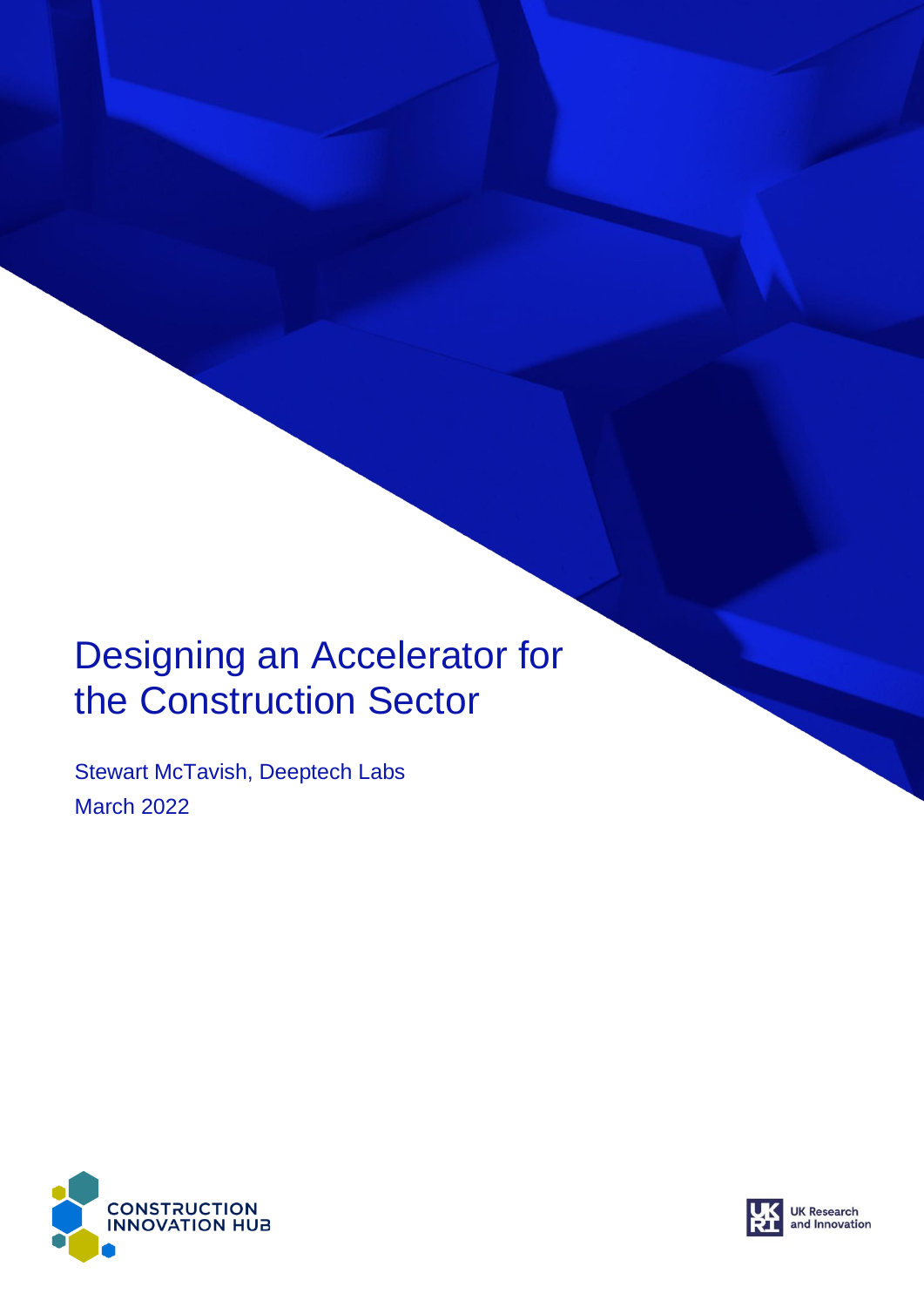# Designing an Accelerator for the Construction Sector

Stewart McTavish, Deeptech Labs

March 2022

CONSTRUCTION INNOVATION HUB

UK Research and Innovation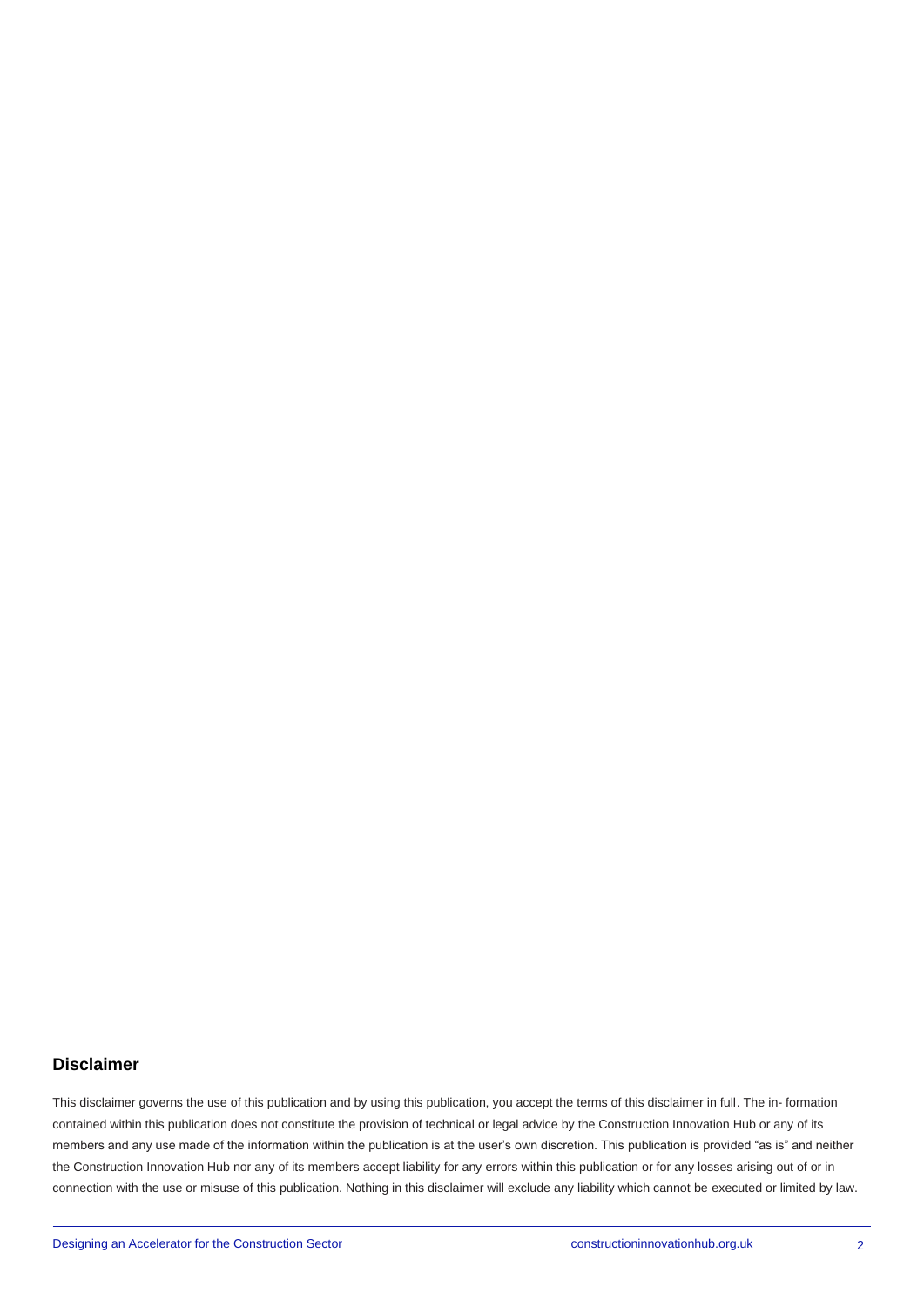## Disclaimer

This disclaimer governs the use of this publication and by using this publication, you accept the terms of this disclaimer in full. The in- formation contained within this publication does not constitute the provision of technical or legal advice by the Construction Innovation Hub or any of its members and any use made of the information within the publication is at the user's own discretion. This publication is provided "as is" and neither the Construction Innovation Hub nor any of its members accept liability for any errors within this publication or for any losses arising out of or in connection with the use or misuse of this publication. Nothing in this disclaimer will exclude any liability which cannot be executed or limited by law.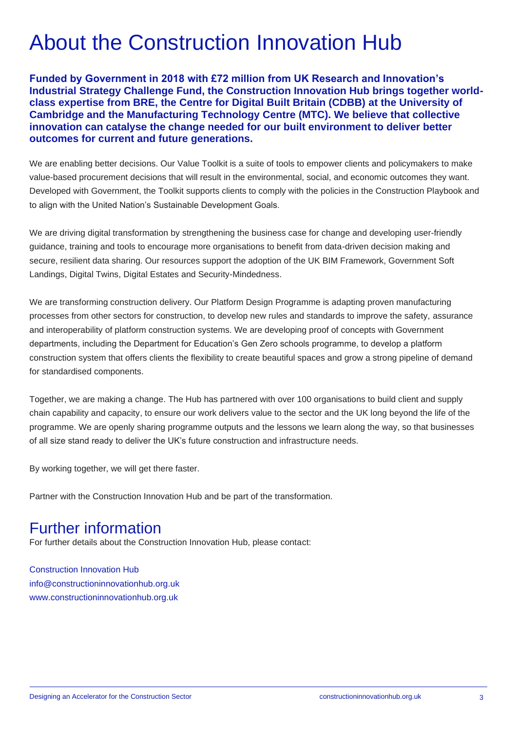# About the Construction Innovation Hub

**Funded by Government in 2018 with £72 million from UK Research and Innovation's Industrial Strategy Challenge Fund, the Construction Innovation Hub brings together world-class expertise from BRE, the Centre for Digital Built Britain (CDBB) at the University of Cambridge and the Manufacturing Technology Centre (MTC). We believe that collective innovation can catalyse the change needed for our built environment to deliver better outcomes for current and future generations.**

We are enabling better decisions. Our Value Toolkit is a suite of tools to empower clients and policymakers to make value-based procurement decisions that will result in the environmental, social, and economic outcomes they want. Developed with Government, the Toolkit supports clients to comply with the policies in the Construction Playbook and to align with the United Nation's Sustainable Development Goals.

We are driving digital transformation by strengthening the business case for change and developing user-friendly guidance, training and tools to encourage more organisations to benefit from data-driven decision making and secure, resilient data sharing. Our resources support the adoption of the UK BIM Framework, Government Soft Landings, Digital Twins, Digital Estates and Security-Mindedness.

We are transforming construction delivery. Our Platform Design Programme is adapting proven manufacturing processes from other sectors for construction, to develop new rules and standards to improve the safety, assurance and interoperability of platform construction systems. We are developing proof of concepts with Government departments, including the Department for Education's Gen Zero schools programme, to develop a platform construction system that offers clients the flexibility to create beautiful spaces and grow a strong pipeline of demand for standardised components.

Together, we are making a change. The Hub has partnered with over 100 organisations to build client and supply chain capability and capacity, to ensure our work delivers value to the sector and the UK long beyond the life of the programme. We are openly sharing programme outputs and the lessons we learn along the way, so that businesses of all size stand ready to deliver the UK's future construction and infrastructure needs.

By working together, we will get there faster.

Partner with the Construction Innovation Hub and be part of the transformation.

## Further information

For further details about the Construction Innovation Hub, please contact:

Construction Innovation Hub
info@constructioninnovationhub.org.uk
www.constructioninnovationhub.org.uk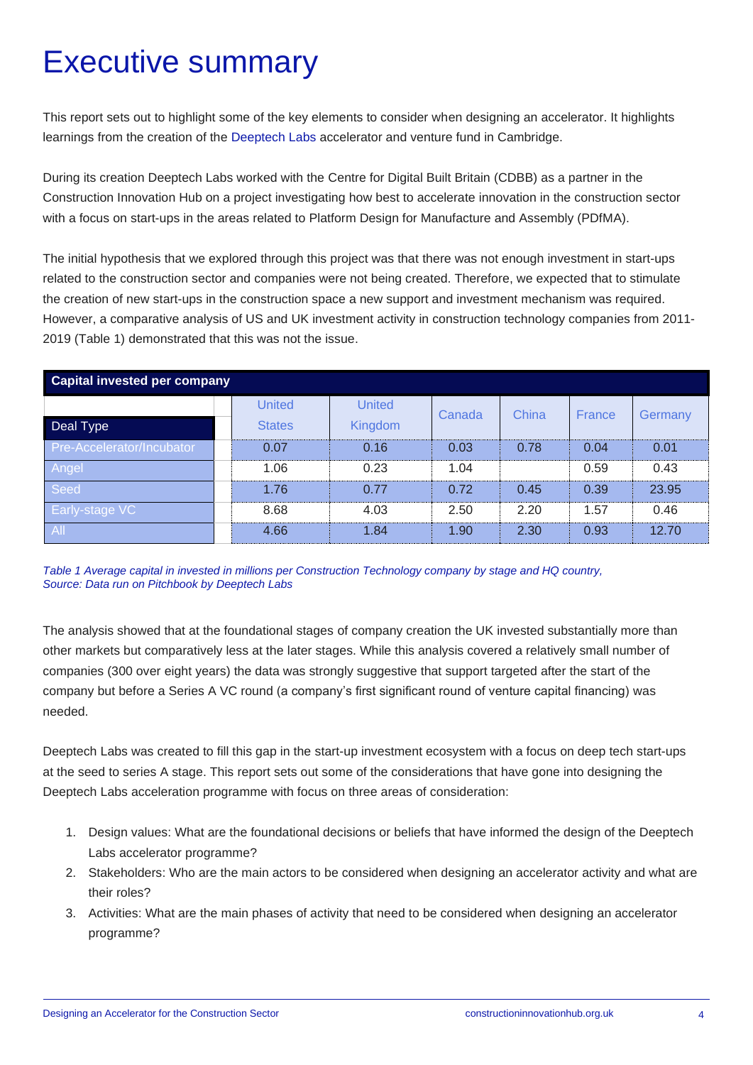# Executive summary

This report sets out to highlight some of the key elements to consider when designing an accelerator. It highlights learnings from the creation of the Deeptech Labs accelerator and venture fund in Cambridge.

During its creation Deeptech Labs worked with the Centre for Digital Built Britain (CDBB) as a partner in the Construction Innovation Hub on a project investigating how best to accelerate innovation in the construction sector with a focus on start-ups in the areas related to Platform Design for Manufacture and Assembly (PDfMA).

The initial hypothesis that we explored through this project was that there was not enough investment in start-ups related to the construction sector and companies were not being created. Therefore, we expected that to stimulate the creation of new start-ups in the construction space a new support and investment mechanism was required. However, a comparative analysis of US and UK investment activity in construction technology companies from 2011-2019 (Table 1) demonstrated that this was not the issue.

| Capital invested per company | | | | | | | |
|---|---|---|---|---|---|---|---|
| Deal Type | | United States | United Kingdom | Canada | China | France | Germany |
| Pre-Accelerator/Incubator | | 0.07 | 0.16 | 0.03 | 0.78 | 0.04 | 0.01 |
| Angel | | 1.06 | 0.23 | 1.04 | | 0.59 | 0.43 |
| Seed | | 1.76 | 0.77 | 0.72 | 0.45 | 0.39 | 23.95 |
| Early-stage VC | | 8.68 | 4.03 | 2.50 | 2.20 | 1.57 | 0.46 |
| All | | 4.66 | 1.84 | 1.90 | 2.30 | 0.93 | 12.70 |

*Table 1 Average capital in invested in millions per Construction Technology company by stage and HQ country, Source: Data run on Pitchbook by Deeptech Labs*

The analysis showed that at the foundational stages of company creation the UK invested substantially more than other markets but comparatively less at the later stages. While this analysis covered a relatively small number of companies (300 over eight years) the data was strongly suggestive that support targeted after the start of the company but before a Series A VC round (a company's first significant round of venture capital financing) was needed.

Deeptech Labs was created to fill this gap in the start-up investment ecosystem with a focus on deep tech start-ups at the seed to series A stage. This report sets out some of the considerations that have gone into designing the Deeptech Labs acceleration programme with focus on three areas of consideration:

1. Design values: What are the foundational decisions or beliefs that have informed the design of the Deeptech Labs accelerator programme?
2. Stakeholders: Who are the main actors to be considered when designing an accelerator activity and what are their roles?
3. Activities: What are the main phases of activity that need to be considered when designing an accelerator programme?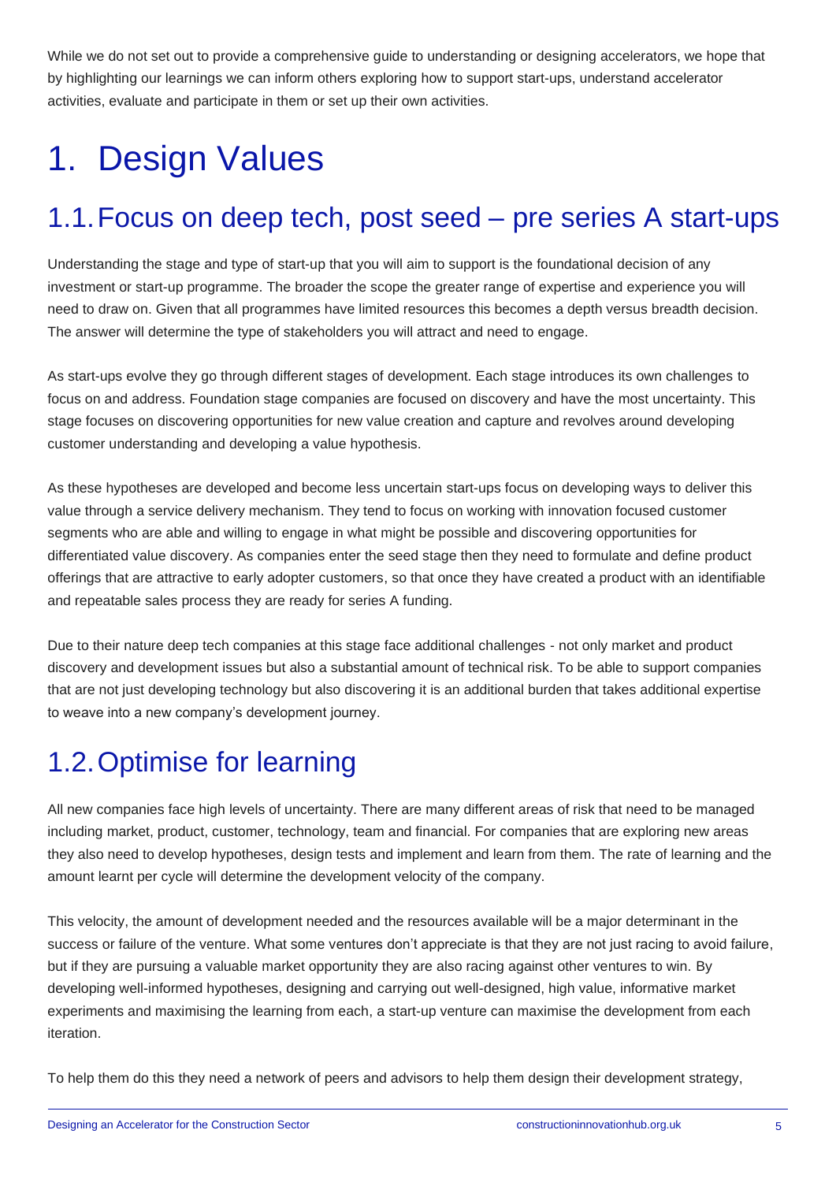While we do not set out to provide a comprehensive guide to understanding or designing accelerators, we hope that by highlighting our learnings we can inform others exploring how to support start-ups, understand accelerator activities, evaluate and participate in them or set up their own activities.

# 1. Design Values

## 1.1. Focus on deep tech, post seed – pre series A start-ups

Understanding the stage and type of start-up that you will aim to support is the foundational decision of any investment or start-up programme. The broader the scope the greater range of expertise and experience you will need to draw on. Given that all programmes have limited resources this becomes a depth versus breadth decision. The answer will determine the type of stakeholders you will attract and need to engage.

As start-ups evolve they go through different stages of development. Each stage introduces its own challenges to focus on and address. Foundation stage companies are focused on discovery and have the most uncertainty. This stage focuses on discovering opportunities for new value creation and capture and revolves around developing customer understanding and developing a value hypothesis.

As these hypotheses are developed and become less uncertain start-ups focus on developing ways to deliver this value through a service delivery mechanism. They tend to focus on working with innovation focused customer segments who are able and willing to engage in what might be possible and discovering opportunities for differentiated value discovery. As companies enter the seed stage then they need to formulate and define product offerings that are attractive to early adopter customers, so that once they have created a product with an identifiable and repeatable sales process they are ready for series A funding.

Due to their nature deep tech companies at this stage face additional challenges - not only market and product discovery and development issues but also a substantial amount of technical risk. To be able to support companies that are not just developing technology but also discovering it is an additional burden that takes additional expertise to weave into a new company's development journey.

## 1.2. Optimise for learning

All new companies face high levels of uncertainty. There are many different areas of risk that need to be managed including market, product, customer, technology, team and financial. For companies that are exploring new areas they also need to develop hypotheses, design tests and implement and learn from them. The rate of learning and the amount learnt per cycle will determine the development velocity of the company.

This velocity, the amount of development needed and the resources available will be a major determinant in the success or failure of the venture. What some ventures don't appreciate is that they are not just racing to avoid failure, but if they are pursuing a valuable market opportunity they are also racing against other ventures to win. By developing well-informed hypotheses, designing and carrying out well-designed, high value, informative market experiments and maximising the learning from each, a start-up venture can maximise the development from each iteration.

To help them do this they need a network of peers and advisors to help them design their development strategy,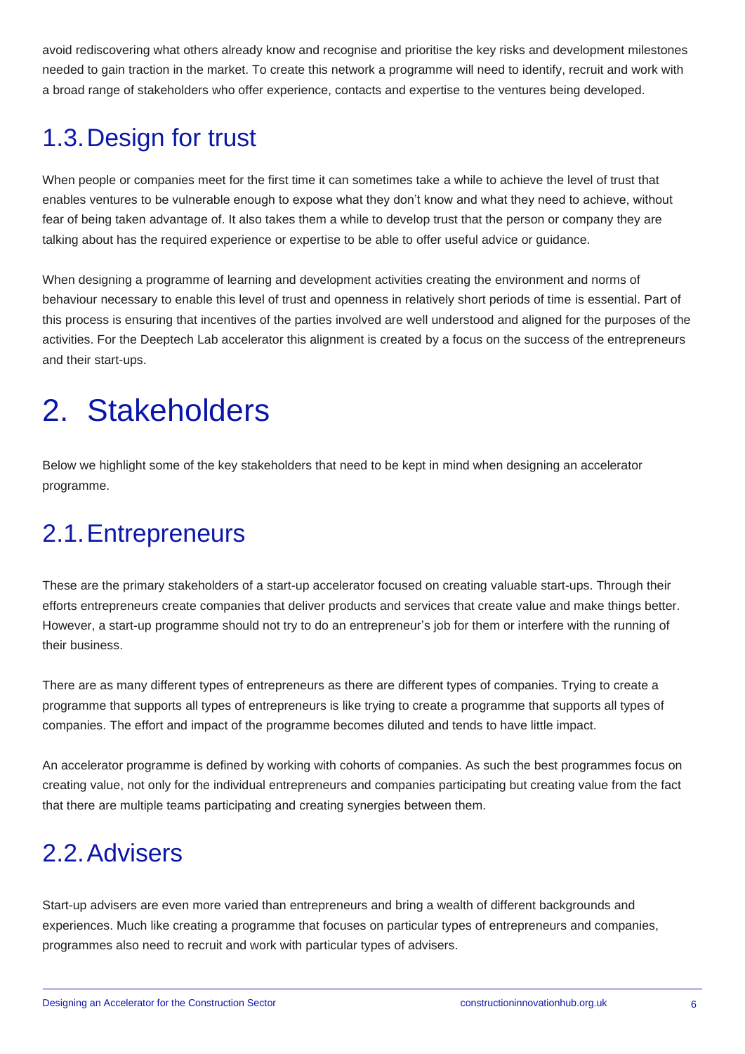avoid rediscovering what others already know and recognise and prioritise the key risks and development milestones needed to gain traction in the market. To create this network a programme will need to identify, recruit and work with a broad range of stakeholders who offer experience, contacts and expertise to the ventures being developed.

## 1.3. Design for trust

When people or companies meet for the first time it can sometimes take a while to achieve the level of trust that enables ventures to be vulnerable enough to expose what they don't know and what they need to achieve, without fear of being taken advantage of. It also takes them a while to develop trust that the person or company they are talking about has the required experience or expertise to be able to offer useful advice or guidance.

When designing a programme of learning and development activities creating the environment and norms of behaviour necessary to enable this level of trust and openness in relatively short periods of time is essential. Part of this process is ensuring that incentives of the parties involved are well understood and aligned for the purposes of the activities. For the Deeptech Lab accelerator this alignment is created by a focus on the success of the entrepreneurs and their start-ups.

# 2. Stakeholders

Below we highlight some of the key stakeholders that need to be kept in mind when designing an accelerator programme.

## 2.1. Entrepreneurs

These are the primary stakeholders of a start-up accelerator focused on creating valuable start-ups. Through their efforts entrepreneurs create companies that deliver products and services that create value and make things better. However, a start-up programme should not try to do an entrepreneur's job for them or interfere with the running of their business.

There are as many different types of entrepreneurs as there are different types of companies. Trying to create a programme that supports all types of entrepreneurs is like trying to create a programme that supports all types of companies. The effort and impact of the programme becomes diluted and tends to have little impact.

An accelerator programme is defined by working with cohorts of companies. As such the best programmes focus on creating value, not only for the individual entrepreneurs and companies participating but creating value from the fact that there are multiple teams participating and creating synergies between them.

## 2.2. Advisers

Start-up advisers are even more varied than entrepreneurs and bring a wealth of different backgrounds and experiences. Much like creating a programme that focuses on particular types of entrepreneurs and companies, programmes also need to recruit and work with particular types of advisers.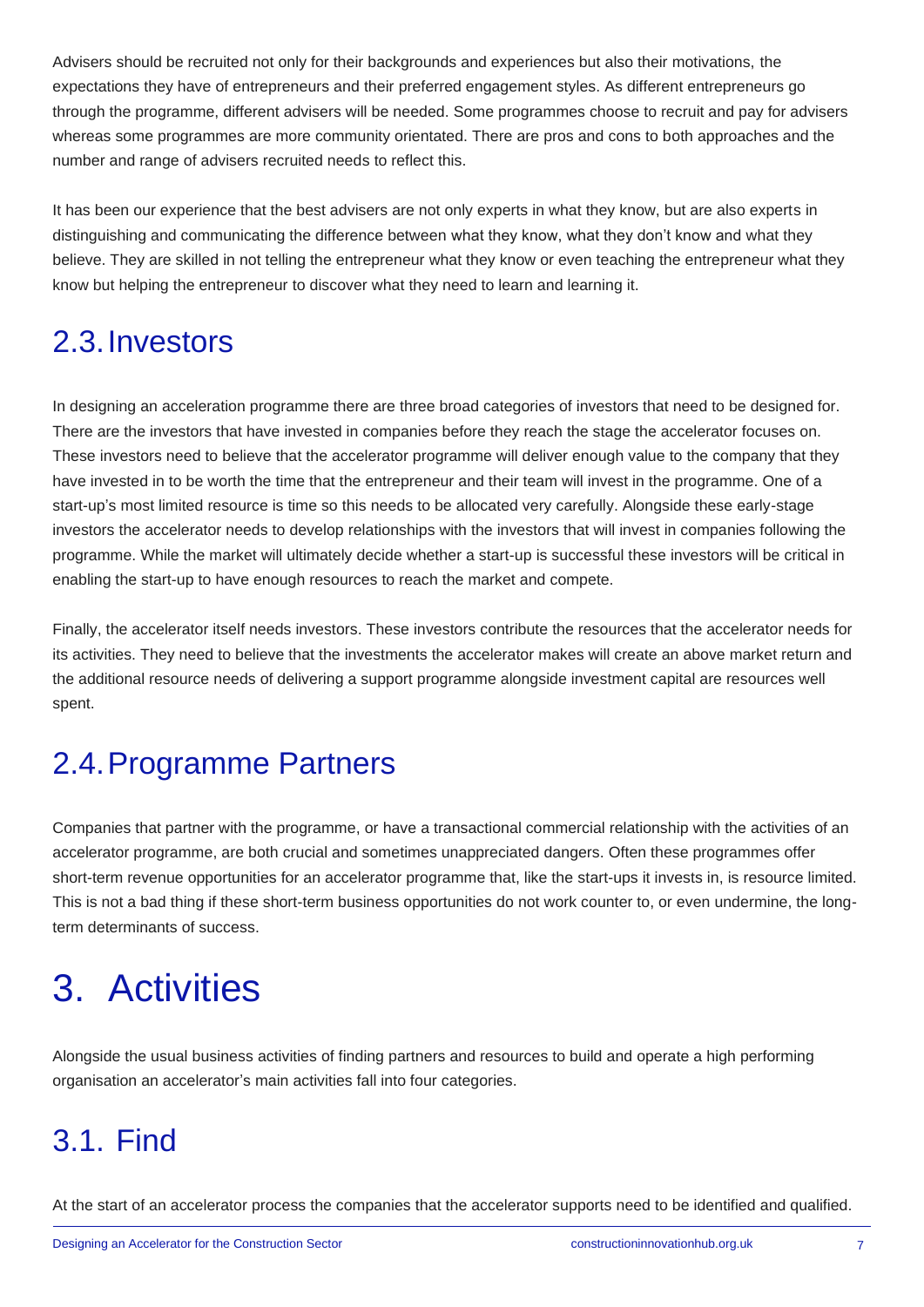Advisers should be recruited not only for their backgrounds and experiences but also their motivations, the expectations they have of entrepreneurs and their preferred engagement styles. As different entrepreneurs go through the programme, different advisers will be needed. Some programmes choose to recruit and pay for advisers whereas some programmes are more community orientated. There are pros and cons to both approaches and the number and range of advisers recruited needs to reflect this.

It has been our experience that the best advisers are not only experts in what they know, but are also experts in distinguishing and communicating the difference between what they know, what they don't know and what they believe. They are skilled in not telling the entrepreneur what they know or even teaching the entrepreneur what they know but helping the entrepreneur to discover what they need to learn and learning it.

## 2.3. Investors

In designing an acceleration programme there are three broad categories of investors that need to be designed for. There are the investors that have invested in companies before they reach the stage the accelerator focuses on. These investors need to believe that the accelerator programme will deliver enough value to the company that they have invested in to be worth the time that the entrepreneur and their team will invest in the programme. One of a start-up's most limited resource is time so this needs to be allocated very carefully. Alongside these early-stage investors the accelerator needs to develop relationships with the investors that will invest in companies following the programme. While the market will ultimately decide whether a start-up is successful these investors will be critical in enabling the start-up to have enough resources to reach the market and compete.

Finally, the accelerator itself needs investors. These investors contribute the resources that the accelerator needs for its activities. They need to believe that the investments the accelerator makes will create an above market return and the additional resource needs of delivering a support programme alongside investment capital are resources well spent.

## 2.4. Programme Partners

Companies that partner with the programme, or have a transactional commercial relationship with the activities of an accelerator programme, are both crucial and sometimes unappreciated dangers. Often these programmes offer short-term revenue opportunities for an accelerator programme that, like the start-ups it invests in, is resource limited. This is not a bad thing if these short-term business opportunities do not work counter to, or even undermine, the long-term determinants of success.

# 3. Activities

Alongside the usual business activities of finding partners and resources to build and operate a high performing organisation an accelerator's main activities fall into four categories.

## 3.1. Find

At the start of an accelerator process the companies that the accelerator supports need to be identified and qualified.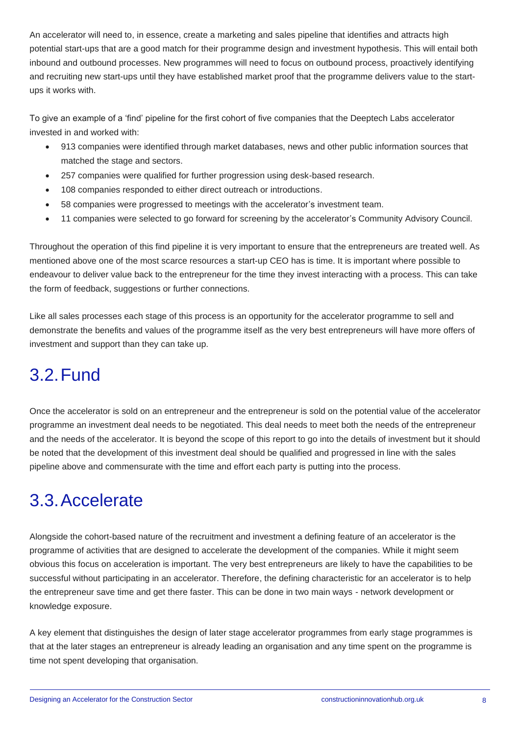An accelerator will need to, in essence, create a marketing and sales pipeline that identifies and attracts high potential start-ups that are a good match for their programme design and investment hypothesis. This will entail both inbound and outbound processes. New programmes will need to focus on outbound process, proactively identifying and recruiting new start-ups until they have established market proof that the programme delivers value to the start-ups it works with.

To give an example of a 'find' pipeline for the first cohort of five companies that the Deeptech Labs accelerator invested in and worked with:

- 913 companies were identified through market databases, news and other public information sources that matched the stage and sectors.
- 257 companies were qualified for further progression using desk-based research.
- 108 companies responded to either direct outreach or introductions.
- 58 companies were progressed to meetings with the accelerator's investment team.
- 11 companies were selected to go forward for screening by the accelerator's Community Advisory Council.

Throughout the operation of this find pipeline it is very important to ensure that the entrepreneurs are treated well. As mentioned above one of the most scarce resources a start-up CEO has is time. It is important where possible to endeavour to deliver value back to the entrepreneur for the time they invest interacting with a process. This can take the form of feedback, suggestions or further connections.

Like all sales processes each stage of this process is an opportunity for the accelerator programme to sell and demonstrate the benefits and values of the programme itself as the very best entrepreneurs will have more offers of investment and support than they can take up.

## 3.2. Fund

Once the accelerator is sold on an entrepreneur and the entrepreneur is sold on the potential value of the accelerator programme an investment deal needs to be negotiated. This deal needs to meet both the needs of the entrepreneur and the needs of the accelerator. It is beyond the scope of this report to go into the details of investment but it should be noted that the development of this investment deal should be qualified and progressed in line with the sales pipeline above and commensurate with the time and effort each party is putting into the process.

## 3.3. Accelerate

Alongside the cohort-based nature of the recruitment and investment a defining feature of an accelerator is the programme of activities that are designed to accelerate the development of the companies. While it might seem obvious this focus on acceleration is important. The very best entrepreneurs are likely to have the capabilities to be successful without participating in an accelerator. Therefore, the defining characteristic for an accelerator is to help the entrepreneur save time and get there faster. This can be done in two main ways - network development or knowledge exposure.

A key element that distinguishes the design of later stage accelerator programmes from early stage programmes is that at the later stages an entrepreneur is already leading an organisation and any time spent on the programme is time not spent developing that organisation.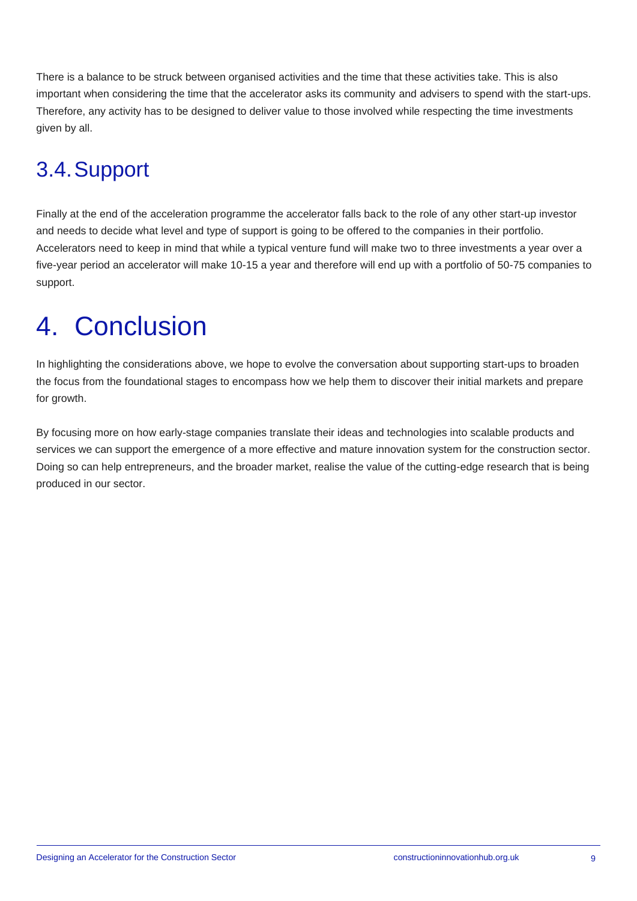There is a balance to be struck between organised activities and the time that these activities take. This is also important when considering the time that the accelerator asks its community and advisers to spend with the start-ups. Therefore, any activity has to be designed to deliver value to those involved while respecting the time investments given by all.

## 3.4. Support

Finally at the end of the acceleration programme the accelerator falls back to the role of any other start-up investor and needs to decide what level and type of support is going to be offered to the companies in their portfolio. Accelerators need to keep in mind that while a typical venture fund will make two to three investments a year over a five-year period an accelerator will make 10-15 a year and therefore will end up with a portfolio of 50-75 companies to support.

# 4. Conclusion

In highlighting the considerations above, we hope to evolve the conversation about supporting start-ups to broaden the focus from the foundational stages to encompass how we help them to discover their initial markets and prepare for growth.

By focusing more on how early-stage companies translate their ideas and technologies into scalable products and services we can support the emergence of a more effective and mature innovation system for the construction sector. Doing so can help entrepreneurs, and the broader market, realise the value of the cutting-edge research that is being produced in our sector.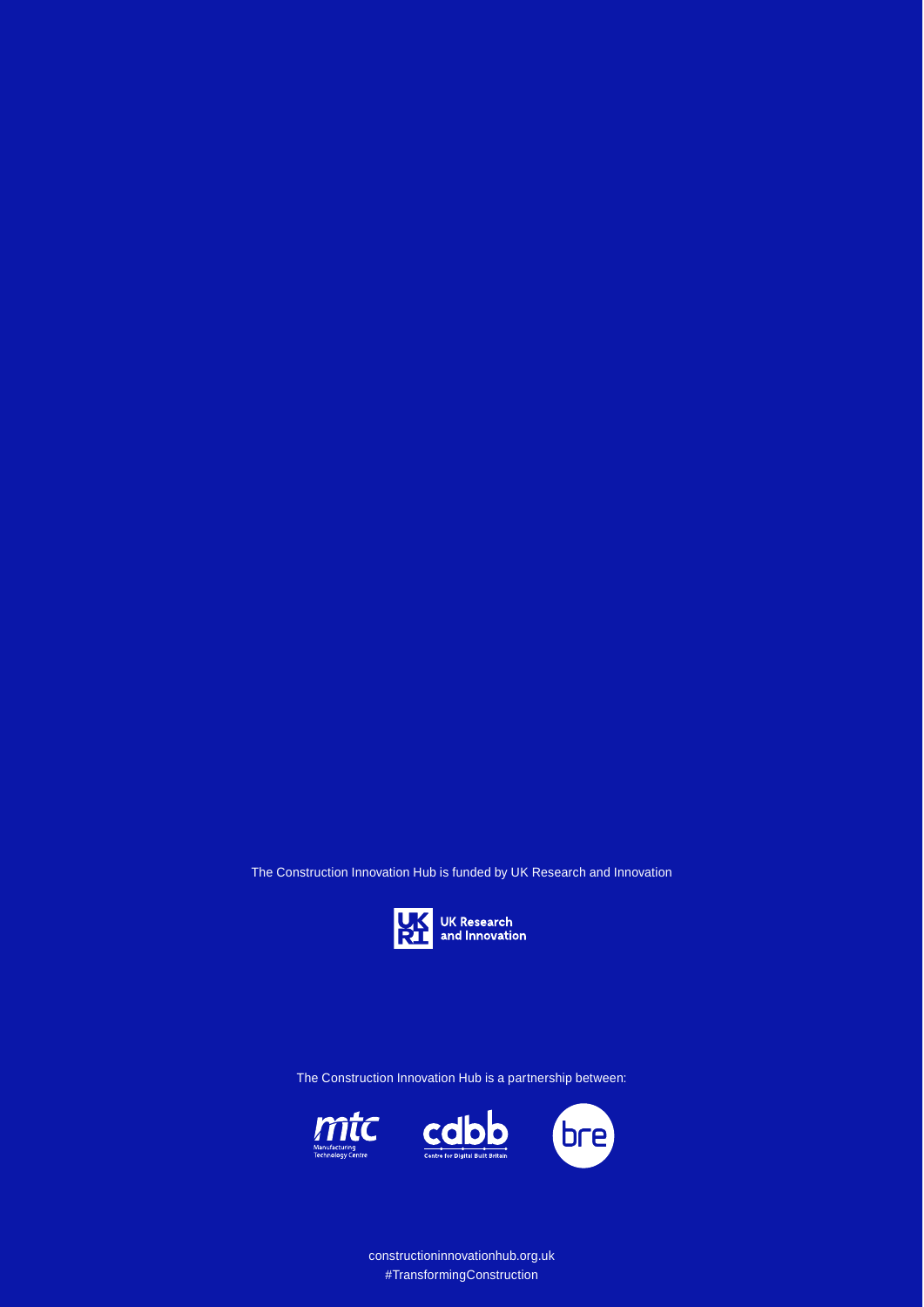The Construction Innovation Hub is funded by UK Research and Innovation

UK Research and Innovation

The Construction Innovation Hub is a partnership between:

mtc Manufacturing Technology Centre

cdbb Centre for Digital Built Britain

bre

constructioninnovationhub.org.uk
#TransformingConstruction